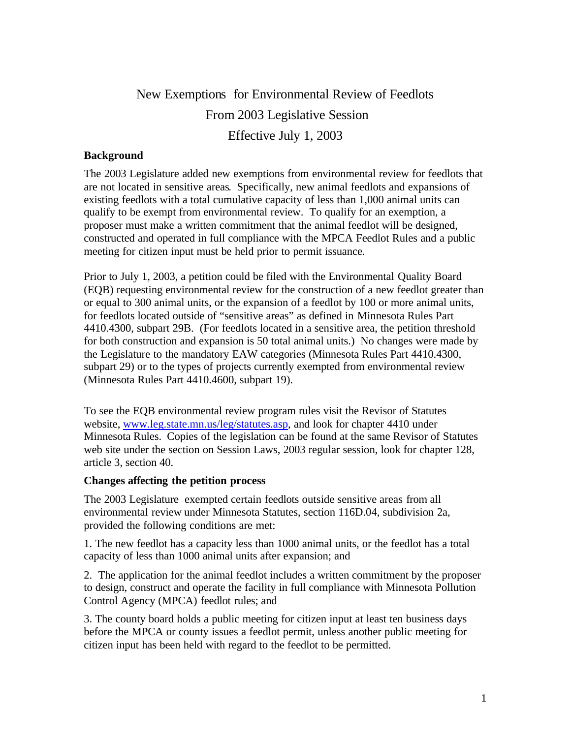# New Exemptions for Environmental Review of Feedlots
# From 2003 Legislative Session
# Effective July 1, 2003

**Background**

The 2003 Legislature added new exemptions from environmental review for feedlots that are not located in sensitive areas. Specifically, new animal feedlots and expansions of existing feedlots with a total cumulative capacity of less than 1,000 animal units can qualify to be exempt from environmental review. To qualify for an exemption, a proposer must make a written commitment that the animal feedlot will be designed, constructed and operated in full compliance with the MPCA Feedlot Rules and a public meeting for citizen input must be held prior to permit issuance.

Prior to July 1, 2003, a petition could be filed with the Environmental Quality Board (EQB) requesting environmental review for the construction of a new feedlot greater than or equal to 300 animal units, or the expansion of a feedlot by 100 or more animal units, for feedlots located outside of "sensitive areas" as defined in Minnesota Rules Part 4410.4300, subpart 29B. (For feedlots located in a sensitive area, the petition threshold for both construction and expansion is 50 total animal units.) No changes were made by the Legislature to the mandatory EAW categories (Minnesota Rules Part 4410.4300, subpart 29) or to the types of projects currently exempted from environmental review (Minnesota Rules Part 4410.4600, subpart 19).

To see the EQB environmental review program rules visit the Revisor of Statutes website, [www.leg.state.mn.us/leg/statutes.asp](www.leg.state.mn.us/leg/statutes.asp), and look for chapter 4410 under Minnesota Rules. Copies of the legislation can be found at the same Revisor of Statutes web site under the section on Session Laws, 2003 regular session, look for chapter 128, article 3, section 40.

**Changes affecting the petition process**

The 2003 Legislature exempted certain feedlots outside sensitive areas from all environmental review under Minnesota Statutes, section 116D.04, subdivision 2a, provided the following conditions are met:

1. The new feedlot has a capacity less than 1000 animal units, or the feedlot has a total capacity of less than 1000 animal units after expansion; and

2. The application for the animal feedlot includes a written commitment by the proposer to design, construct and operate the facility in full compliance with Minnesota Pollution Control Agency (MPCA) feedlot rules; and

3. The county board holds a public meeting for citizen input at least ten business days before the MPCA or county issues a feedlot permit, unless another public meeting for citizen input has been held with regard to the feedlot to be permitted.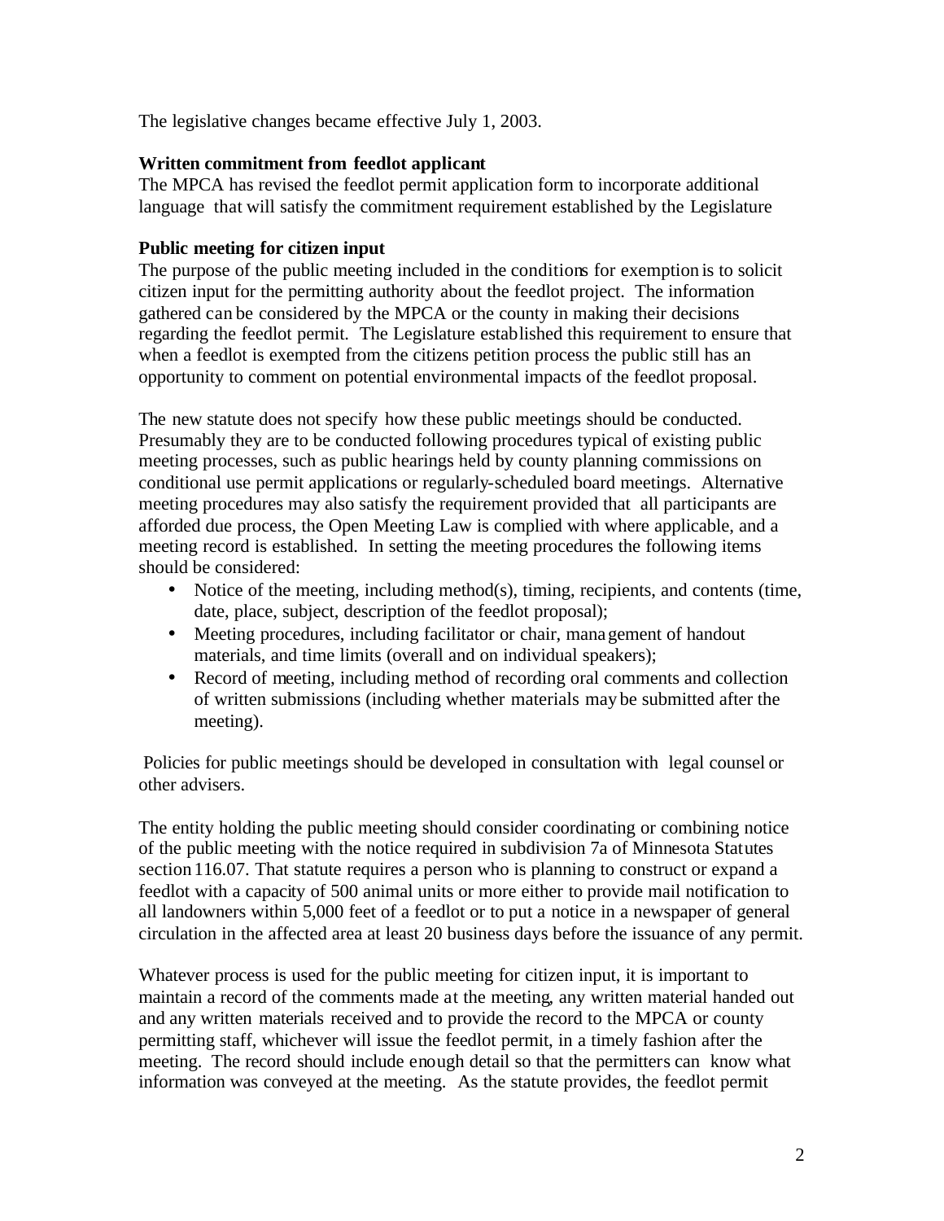The legislative changes became effective July 1, 2003.

**Written commitment from feedlot applicant**

The MPCA has revised the feedlot permit application form to incorporate additional language that will satisfy the commitment requirement established by the Legislature

**Public meeting for citizen input**

The purpose of the public meeting included in the conditions for exemption is to solicit citizen input for the permitting authority about the feedlot project. The information gathered can be considered by the MPCA or the county in making their decisions regarding the feedlot permit. The Legislature established this requirement to ensure that when a feedlot is exempted from the citizens petition process the public still has an opportunity to comment on potential environmental impacts of the feedlot proposal.

The new statute does not specify how these public meetings should be conducted. Presumably they are to be conducted following procedures typical of existing public meeting processes, such as public hearings held by county planning commissions on conditional use permit applications or regularly-scheduled board meetings. Alternative meeting procedures may also satisfy the requirement provided that all participants are afforded due process, the Open Meeting Law is complied with where applicable, and a meeting record is established. In setting the meeting procedures the following items should be considered:

- Notice of the meeting, including method(s), timing, recipients, and contents (time, date, place, subject, description of the feedlot proposal);
- Meeting procedures, including facilitator or chair, management of handout materials, and time limits (overall and on individual speakers);
- Record of meeting, including method of recording oral comments and collection of written submissions (including whether materials may be submitted after the meeting).

Policies for public meetings should be developed in consultation with legal counsel or other advisers.

The entity holding the public meeting should consider coordinating or combining notice of the public meeting with the notice required in subdivision 7a of Minnesota Statutes section 116.07. That statute requires a person who is planning to construct or expand a feedlot with a capacity of 500 animal units or more either to provide mail notification to all landowners within 5,000 feet of a feedlot or to put a notice in a newspaper of general circulation in the affected area at least 20 business days before the issuance of any permit.

Whatever process is used for the public meeting for citizen input, it is important to maintain a record of the comments made at the meeting, any written material handed out and any written materials received and to provide the record to the MPCA or county permitting staff, whichever will issue the feedlot permit, in a timely fashion after the meeting. The record should include enough detail so that the permitters can know what information was conveyed at the meeting. As the statute provides, the feedlot permit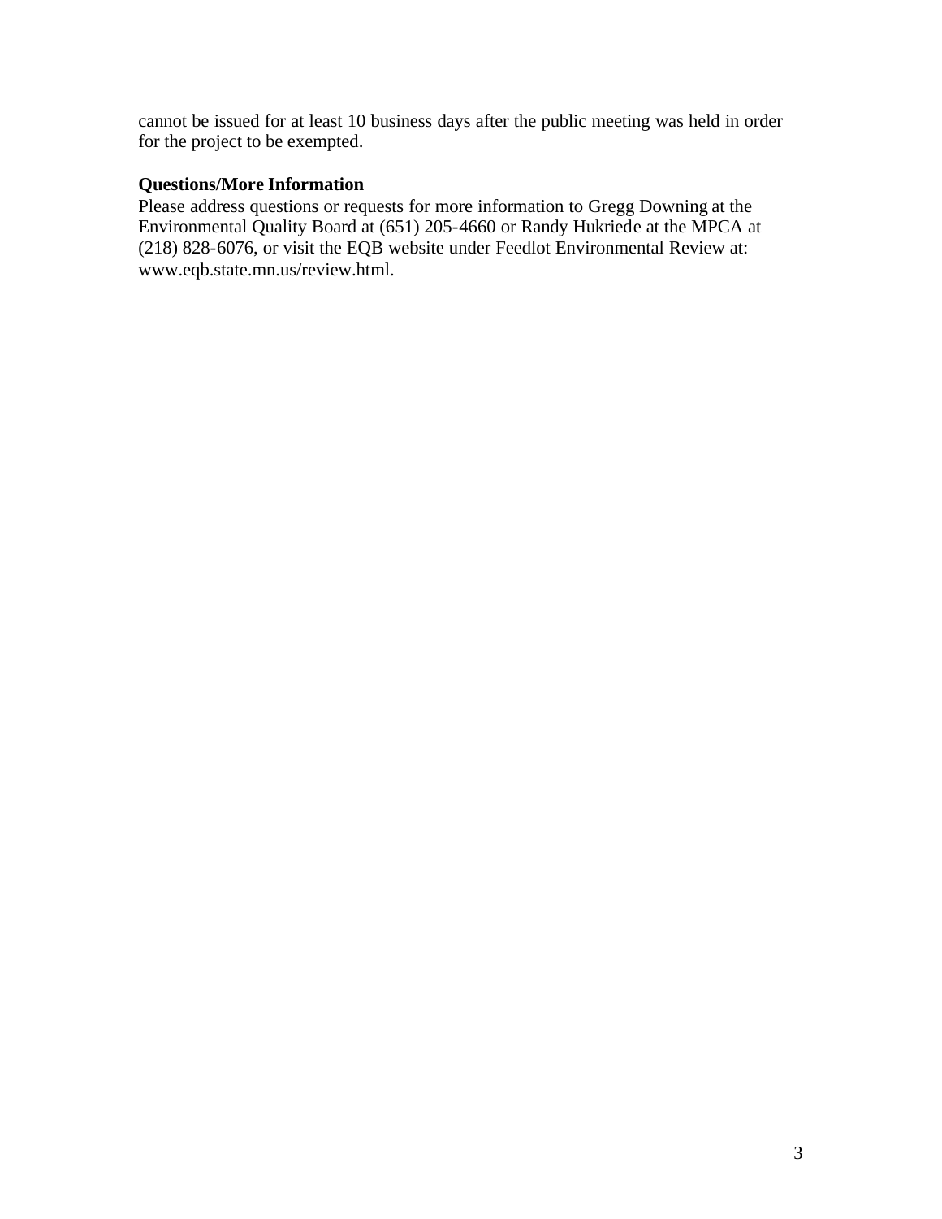cannot be issued for at least 10 business days after the public meeting was held in order for the project to be exempted.

**Questions/More Information**

Please address questions or requests for more information to Gregg Downing at the Environmental Quality Board at (651) 205-4660 or Randy Hukriede at the MPCA at (218) 828-6076, or visit the EQB website under Feedlot Environmental Review at: www.eqb.state.mn.us/review.html.